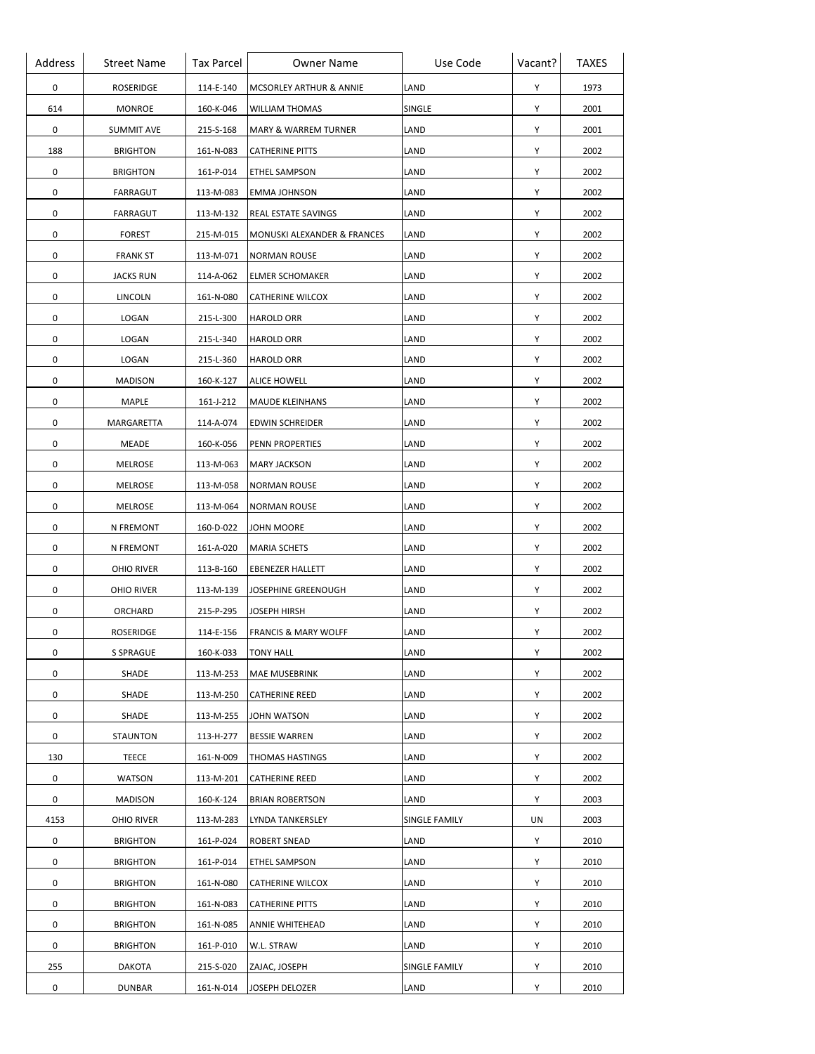| Address | Street Name | Tax Parcel | Owner Name | Use Code | Vacant? | TAXES |
|---|---|---|---|---|---|---|
| 0 | ROSERIDGE | 114-E-140 | MCSORLEY ARTHUR & ANNIE | LAND | Y | 1973 |
| 614 | MONROE | 160-K-046 | WILLIAM THOMAS | SINGLE | Y | 2001 |
| 0 | SUMMIT AVE | 215-S-168 | MARY & WARREM TURNER | LAND | Y | 2001 |
| 188 | BRIGHTON | 161-N-083 | CATHERINE PITTS | LAND | Y | 2002 |
| 0 | BRIGHTON | 161-P-014 | ETHEL SAMPSON | LAND | Y | 2002 |
| 0 | FARRAGUT | 113-M-083 | EMMA JOHNSON | LAND | Y | 2002 |
| 0 | FARRAGUT | 113-M-132 | REAL ESTATE SAVINGS | LAND | Y | 2002 |
| 0 | FOREST | 215-M-015 | MONUSKI ALEXANDER & FRANCES | LAND | Y | 2002 |
| 0 | FRANK ST | 113-M-071 | NORMAN ROUSE | LAND | Y | 2002 |
| 0 | JACKS RUN | 114-A-062 | ELMER SCHOMAKER | LAND | Y | 2002 |
| 0 | LINCOLN | 161-N-080 | CATHERINE WILCOX | LAND | Y | 2002 |
| 0 | LOGAN | 215-L-300 | HAROLD ORR | LAND | Y | 2002 |
| 0 | LOGAN | 215-L-340 | HAROLD ORR | LAND | Y | 2002 |
| 0 | LOGAN | 215-L-360 | HAROLD ORR | LAND | Y | 2002 |
| 0 | MADISON | 160-K-127 | ALICE HOWELL | LAND | Y | 2002 |
| 0 | MAPLE | 161-J-212 | MAUDE KLEINHANS | LAND | Y | 2002 |
| 0 | MARGARETTA | 114-A-074 | EDWIN SCHREIDER | LAND | Y | 2002 |
| 0 | MEADE | 160-K-056 | PENN PROPERTIES | LAND | Y | 2002 |
| 0 | MELROSE | 113-M-063 | MARY JACKSON | LAND | Y | 2002 |
| 0 | MELROSE | 113-M-058 | NORMAN ROUSE | LAND | Y | 2002 |
| 0 | MELROSE | 113-M-064 | NORMAN ROUSE | LAND | Y | 2002 |
| 0 | N FREMONT | 160-D-022 | JOHN MOORE | LAND | Y | 2002 |
| 0 | N FREMONT | 161-A-020 | MARIA SCHETS | LAND | Y | 2002 |
| 0 | OHIO RIVER | 113-B-160 | EBENEZER HALLETT | LAND | Y | 2002 |
| 0 | OHIO RIVER | 113-M-139 | JOSEPHINE GREENOUGH | LAND | Y | 2002 |
| 0 | ORCHARD | 215-P-295 | JOSEPH HIRSH | LAND | Y | 2002 |
| 0 | ROSERIDGE | 114-E-156 | FRANCIS & MARY WOLFF | LAND | Y | 2002 |
| 0 | S SPRAGUE | 160-K-033 | TONY HALL | LAND | Y | 2002 |
| 0 | SHADE | 113-M-253 | MAE MUSEBRINK | LAND | Y | 2002 |
| 0 | SHADE | 113-M-250 | CATHERINE REED | LAND | Y | 2002 |
| 0 | SHADE | 113-M-255 | JOHN WATSON | LAND | Y | 2002 |
| 0 | STAUNTON | 113-H-277 | BESSIE WARREN | LAND | Y | 2002 |
| 130 | TEECE | 161-N-009 | THOMAS HASTINGS | LAND | Y | 2002 |
| 0 | WATSON | 113-M-201 | CATHERINE REED | LAND | Y | 2002 |
| 0 | MADISON | 160-K-124 | BRIAN ROBERTSON | LAND | Y | 2003 |
| 4153 | OHIO RIVER | 113-M-283 | LYNDA TANKERSLEY | SINGLE FAMILY | UN | 2003 |
| 0 | BRIGHTON | 161-P-024 | ROBERT SNEAD | LAND | Y | 2010 |
| 0 | BRIGHTON | 161-P-014 | ETHEL SAMPSON | LAND | Y | 2010 |
| 0 | BRIGHTON | 161-N-080 | CATHERINE WILCOX | LAND | Y | 2010 |
| 0 | BRIGHTON | 161-N-083 | CATHERINE PITTS | LAND | Y | 2010 |
| 0 | BRIGHTON | 161-N-085 | ANNIE WHITEHEAD | LAND | Y | 2010 |
| 0 | BRIGHTON | 161-P-010 | W.L. STRAW | LAND | Y | 2010 |
| 255 | DAKOTA | 215-S-020 | ZAJAC, JOSEPH | SINGLE FAMILY | Y | 2010 |
| 0 | DUNBAR | 161-N-014 | JOSEPH DELOZER | LAND | Y | 2010 |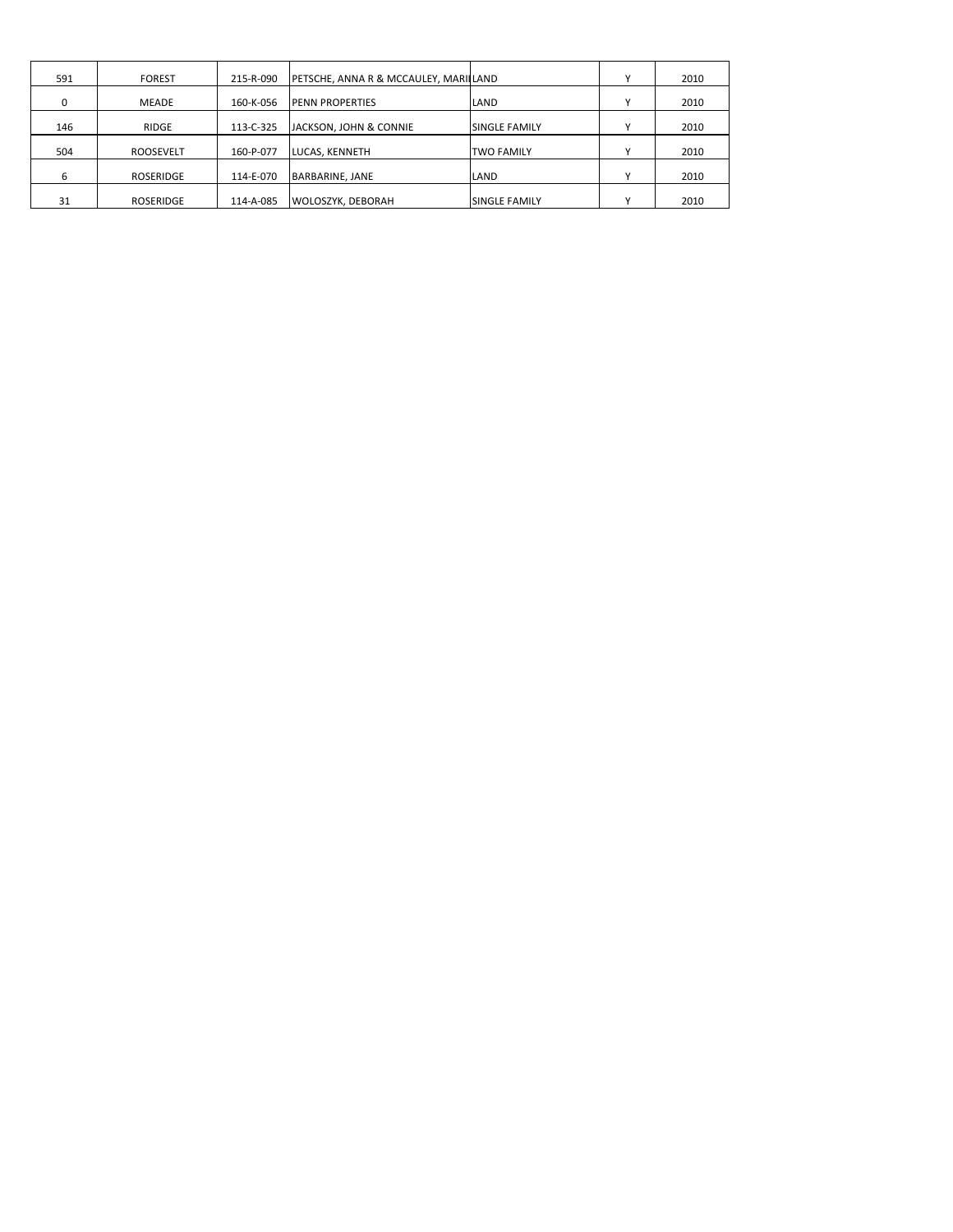| | | | | | | |
|---|---|---|---|---|---|---|
| 591 | FOREST | 215-R-090 | PETSCHE, ANNA R & MCCAULEY, MARII | LAND | Y | 2010 |
| 0 | MEADE | 160-K-056 | PENN PROPERTIES | LAND | Y | 2010 |
| 146 | RIDGE | 113-C-325 | JACKSON, JOHN & CONNIE | SINGLE FAMILY | Y | 2010 |
| 504 | ROOSEVELT | 160-P-077 | LUCAS, KENNETH | TWO FAMILY | Y | 2010 |
| 6 | ROSERIDGE | 114-E-070 | BARBARINE, JANE | LAND | Y | 2010 |
| 31 | ROSERIDGE | 114-A-085 | WOLOSZYK, DEBORAH | SINGLE FAMILY | Y | 2010 |